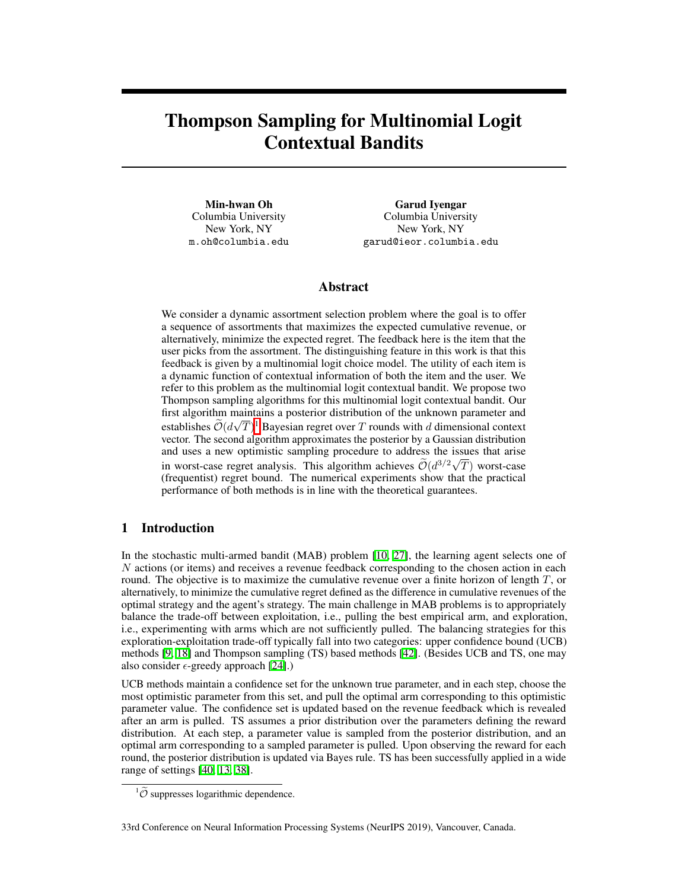# Thompson Sampling for Multinomial Logit Contextual Bandits

**Min-hwan Oh**
Columbia University
New York, NY
m.oh@columbia.edu

**Garud Iyengar**
Columbia University
New York, NY
garud@ieor.columbia.edu

## Abstract

We consider a dynamic assortment selection problem where the goal is to offer a sequence of assortments that maximizes the expected cumulative revenue, or alternatively, minimize the expected regret. The feedback here is the item that the user picks from the assortment. The distinguishing feature in this work is that this feedback is given by a multinomial logit choice model. The utility of each item is a dynamic function of contextual information of both the item and the user. We refer to this problem as the multinomial logit contextual bandit. We propose two Thompson sampling algorithms for this multinomial logit contextual bandit. Our first algorithm maintains a posterior distribution of the unknown parameter and establishes $\widetilde{\mathcal{O}}(d\sqrt{T})$[1] Bayesian regret over $T$ rounds with $d$ dimensional context vector. The second algorithm approximates the posterior by a Gaussian distribution and uses a new optimistic sampling procedure to address the issues that arise in worst-case regret analysis. This algorithm achieves $\widetilde{\mathcal{O}}(d^{3/2}\sqrt{T})$ worst-case (frequentist) regret bound. The numerical experiments show that the practical performance of both methods is in line with the theoretical guarantees.

## 1 Introduction

In the stochastic multi-armed bandit (MAB) problem [10, 27], the learning agent selects one of $N$ actions (or items) and receives a revenue feedback corresponding to the chosen action in each round. The objective is to maximize the cumulative revenue over a finite horizon of length $T$, or alternatively, to minimize the cumulative regret defined as the difference in cumulative revenues of the optimal strategy and the agent's strategy. The main challenge in MAB problems is to appropriately balance the trade-off between exploitation, i.e., pulling the best empirical arm, and exploration, i.e., experimenting with arms which are not sufficiently pulled. The balancing strategies for this exploration-exploitation trade-off typically fall into two categories: upper confidence bound (UCB) methods [9, 18] and Thompson sampling (TS) based methods [42]. (Besides UCB and TS, one may also consider $\epsilon$-greedy approach [24].)

UCB methods maintain a confidence set for the unknown true parameter, and in each step, choose the most optimistic parameter from this set, and pull the optimal arm corresponding to this optimistic parameter value. The confidence set is updated based on the revenue feedback which is revealed after an arm is pulled. TS assumes a prior distribution over the parameters defining the reward distribution. At each step, a parameter value is sampled from the posterior distribution, and an optimal arm corresponding to a sampled parameter is pulled. Upon observing the reward for each round, the posterior distribution is updated via Bayes rule. TS has been successfully applied in a wide range of settings [40, 13, 38].

[1] $\widetilde{\mathcal{O}}$ suppresses logarithmic dependence.

33rd Conference on Neural Information Processing Systems (NeurIPS 2019), Vancouver, Canada.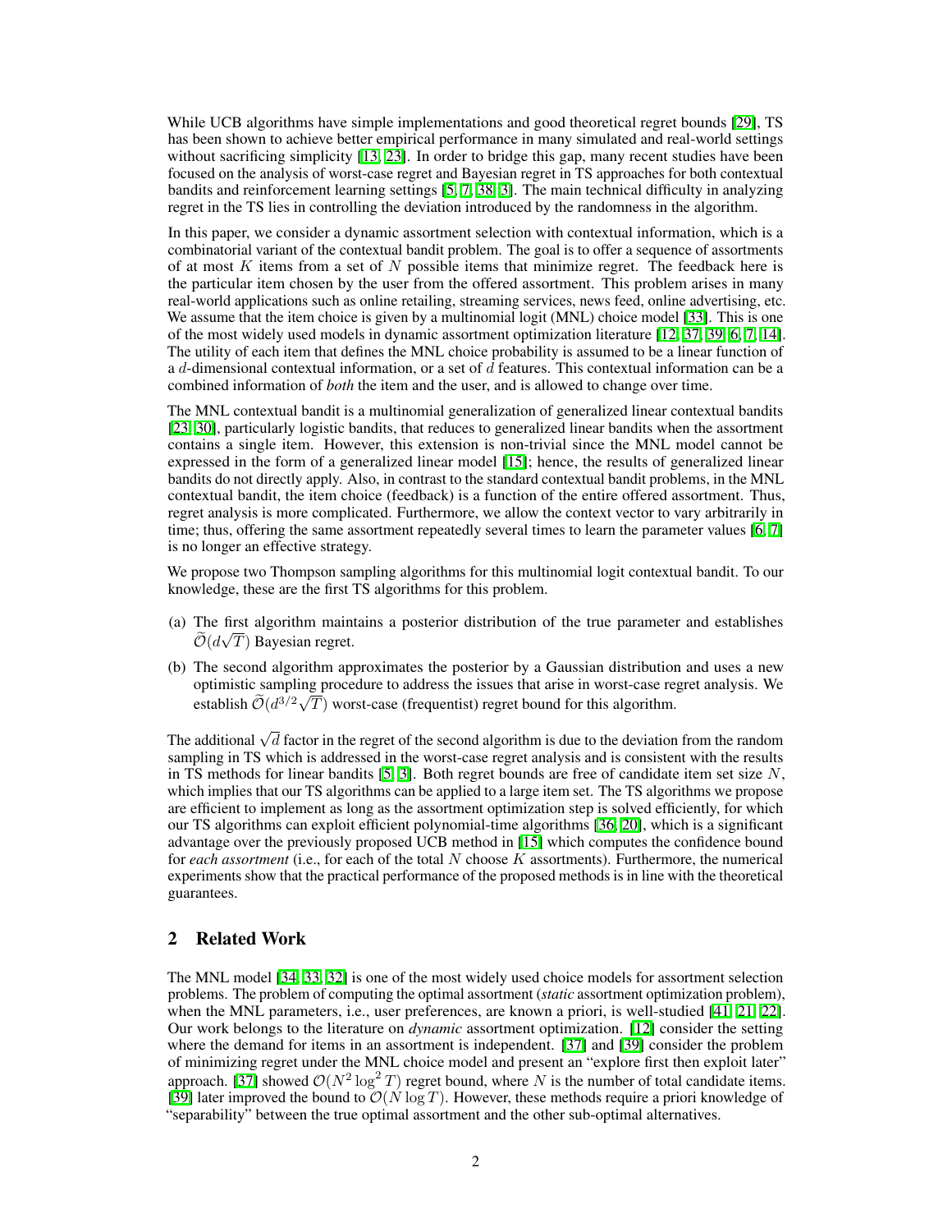While UCB algorithms have simple implementations and good theoretical regret bounds [29], TS has been shown to achieve better empirical performance in many simulated and real-world settings without sacrificing simplicity [13, 23]. In order to bridge this gap, many recent studies have been focused on the analysis of worst-case regret and Bayesian regret in TS approaches for both contextual bandits and reinforcement learning settings [5, 7, 38, 3]. The main technical difficulty in analyzing regret in the TS lies in controlling the deviation introduced by the randomness in the algorithm.

In this paper, we consider a dynamic assortment selection with contextual information, which is a combinatorial variant of the contextual bandit problem. The goal is to offer a sequence of assortments of at most $K$ items from a set of $N$ possible items that minimize regret. The feedback here is the particular item chosen by the user from the offered assortment. This problem arises in many real-world applications such as online retailing, streaming services, news feed, online advertising, etc. We assume that the item choice is given by a multinomial logit (MNL) choice model [33]. This is one of the most widely used models in dynamic assortment optimization literature [12, 37, 39, 6, 7, 14]. The utility of each item that defines the MNL choice probability is assumed to be a linear function of a $d$-dimensional contextual information, or a set of $d$ features. This contextual information can be a combined information of *both* the item and the user, and is allowed to change over time.

The MNL contextual bandit is a multinomial generalization of generalized linear contextual bandits [23, 30], particularly logistic bandits, that reduces to generalized linear bandits when the assortment contains a single item. However, this extension is non-trivial since the MNL model cannot be expressed in the form of a generalized linear model [15]; hence, the results of generalized linear bandits do not directly apply. Also, in contrast to the standard contextual bandit problems, in the MNL contextual bandit, the item choice (feedback) is a function of the entire offered assortment. Thus, regret analysis is more complicated. Furthermore, we allow the context vector to vary arbitrarily in time; thus, offering the same assortment repeatedly several times to learn the parameter values [6, 7] is no longer an effective strategy.

We propose two Thompson sampling algorithms for this multinomial logit contextual bandit. To our knowledge, these are the first TS algorithms for this problem.

(a) The first algorithm maintains a posterior distribution of the true parameter and establishes $\widetilde{\mathcal{O}}(d\sqrt{T})$ Bayesian regret.

(b) The second algorithm approximates the posterior by a Gaussian distribution and uses a new optimistic sampling procedure to address the issues that arise in worst-case regret analysis. We establish $\widetilde{\mathcal{O}}(d^{3/2}\sqrt{T})$ worst-case (frequentist) regret bound for this algorithm.

The additional $\sqrt{d}$ factor in the regret of the second algorithm is due to the deviation from the random sampling in TS which is addressed in the worst-case regret analysis and is consistent with the results in TS methods for linear bandits [5, 3]. Both regret bounds are free of candidate item set size $N$, which implies that our TS algorithms can be applied to a large item set. The TS algorithms we propose are efficient to implement as long as the assortment optimization step is solved efficiently, for which our TS algorithms can exploit efficient polynomial-time algorithms [36, 20], which is a significant advantage over the previously proposed UCB method in [15] which computes the confidence bound for *each assortment* (i.e., for each of the total $N$ choose $K$ assortments). Furthermore, the numerical experiments show that the practical performance of the proposed methods is in line with the theoretical guarantees.

## 2 Related Work

The MNL model [34, 33, 32] is one of the most widely used choice models for assortment selection problems. The problem of computing the optimal assortment (*static* assortment optimization problem), when the MNL parameters, i.e., user preferences, are known a priori, is well-studied [41, 21, 22]. Our work belongs to the literature on *dynamic* assortment optimization. [12] consider the setting where the demand for items in an assortment is independent. [37] and [39] consider the problem of minimizing regret under the MNL choice model and present an "explore first then exploit later" approach. [37] showed $\mathcal{O}(N^2 \log^2 T)$ regret bound, where $N$ is the number of total candidate items. [39] later improved the bound to $\mathcal{O}(N \log T)$. However, these methods require a priori knowledge of "separability" between the true optimal assortment and the other sub-optimal alternatives.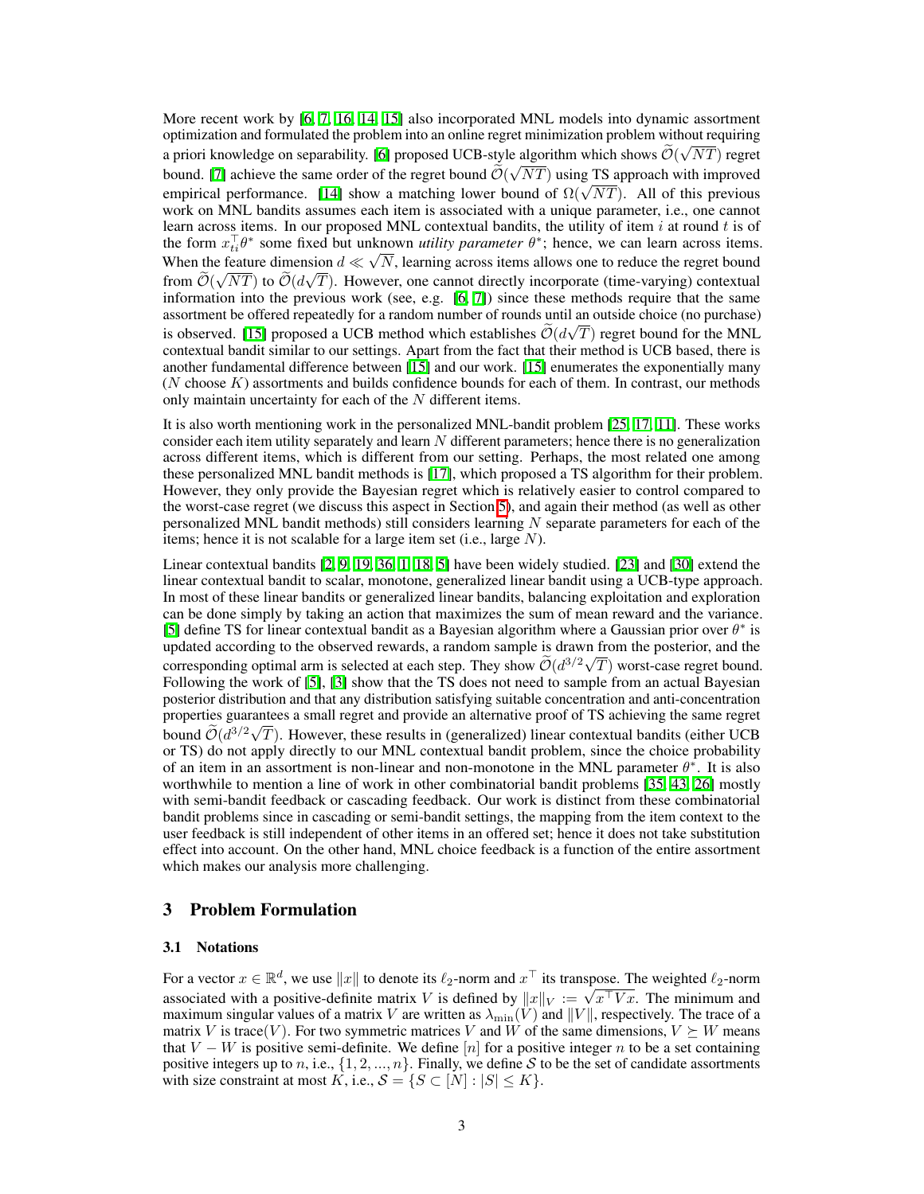More recent work by [6, 7, 16, 14, 15] also incorporated MNL models into dynamic assortment optimization and formulated the problem into an online regret minimization problem without requiring a priori knowledge on separability. [6] proposed UCB-style algorithm which shows $\widetilde{\mathcal{O}}(\sqrt{NT})$ regret bound. [7] achieve the same order of the regret bound $\widetilde{\mathcal{O}}(\sqrt{NT})$ using TS approach with improved empirical performance. [14] show a matching lower bound of $\Omega(\sqrt{NT})$. All of this previous work on MNL bandits assumes each item is associated with a unique parameter, i.e., one cannot learn across items. In our proposed MNL contextual bandits, the utility of item $i$ at round $t$ is of the form $x_{ti}^{\top}\theta^*$ some fixed but unknown *utility parameter* $\theta^*$; hence, we can learn across items. When the feature dimension $d \ll \sqrt{N}$, learning across items allows one to reduce the regret bound from $\widetilde{\mathcal{O}}(\sqrt{NT})$ to $\widetilde{\mathcal{O}}(d\sqrt{T})$. However, one cannot directly incorporate (time-varying) contextual information into the previous work (see, e.g. [6, 7]) since these methods require that the same assortment be offered repeatedly for a random number of rounds until an outside choice (no purchase) is observed. [15] proposed a UCB method which establishes $\widetilde{\mathcal{O}}(d\sqrt{T})$ regret bound for the MNL contextual bandit similar to our settings. Apart from the fact that their method is UCB based, there is another fundamental difference between [15] and our work. [15] enumerates the exponentially many ($N$ choose $K$) assortments and builds confidence bounds for each of them. In contrast, our methods only maintain uncertainty for each of the $N$ different items.

It is also worth mentioning work in the personalized MNL-bandit problem [25, 17, 11]. These works consider each item utility separately and learn $N$ different parameters; hence there is no generalization across different items, which is different from our setting. Perhaps, the most related one among these personalized MNL bandit methods is [17], which proposed a TS algorithm for their problem. However, they only provide the Bayesian regret which is relatively easier to control compared to the worst-case regret (we discuss this aspect in Section 5), and again their method (as well as other personalized MNL bandit methods) still considers learning $N$ separate parameters for each of the items; hence it is not scalable for a large item set (i.e., large $N$).

Linear contextual bandits [2, 9, 19, 36, 1, 18, 5] have been widely studied. [23] and [30] extend the linear contextual bandit to scalar, monotone, generalized linear bandit using a UCB-type approach. In most of these linear bandits or generalized linear bandits, balancing exploitation and exploration can be done simply by taking an action that maximizes the sum of mean reward and the variance. [5] define TS for linear contextual bandit as a Bayesian algorithm where a Gaussian prior over $\theta^*$ is updated according to the observed rewards, a random sample is drawn from the posterior, and the corresponding optimal arm is selected at each step. They show $\widetilde{\mathcal{O}}(d^{3/2}\sqrt{T})$ worst-case regret bound. Following the work of [5], [3] show that the TS does not need to sample from an actual Bayesian posterior distribution and that any distribution satisfying suitable concentration and anti-concentration properties guarantees a small regret and provide an alternative proof of TS achieving the same regret bound $\widetilde{\mathcal{O}}(d^{3/2}\sqrt{T})$. However, these results in (generalized) linear contextual bandits (either UCB or TS) do not apply directly to our MNL contextual bandit problem, since the choice probability of an item in an assortment is non-linear and non-monotone in the MNL parameter $\theta^*$. It is also worthwhile to mention a line of work in other combinatorial bandit problems [35, 43, 26] mostly with semi-bandit feedback or cascading feedback. Our work is distinct from these combinatorial bandit problems since in cascading or semi-bandit settings, the mapping from the item context to the user feedback is still independent of other items in an offered set; hence it does not take substitution effect into account. On the other hand, MNL choice feedback is a function of the entire assortment which makes our analysis more challenging.

## 3 Problem Formulation

### 3.1 Notations

For a vector $x \in \mathbb{R}^d$, we use $\|x\|$ to denote its $\ell_2$-norm and $x^\top$ its transpose. The weighted $\ell_2$-norm associated with a positive-definite matrix $V$ is defined by $\|x\|_V := \sqrt{x^\top V x}$. The minimum and maximum singular values of a matrix $V$ are written as $\lambda_{\min}(V)$ and $\|V\|$, respectively. The trace of a matrix $V$ is trace$(V)$. For two symmetric matrices $V$ and $W$ of the same dimensions, $V \succeq W$ means that $V - W$ is positive semi-definite. We define $[n]$ for a positive integer $n$ to be a set containing positive integers up to $n$, i.e., $\{1, 2, ..., n\}$. Finally, we define $\mathcal{S}$ to be the set of candidate assortments with size constraint at most $K$, i.e., $\mathcal{S} = \{S \subset [N] : |S| \leq K\}$.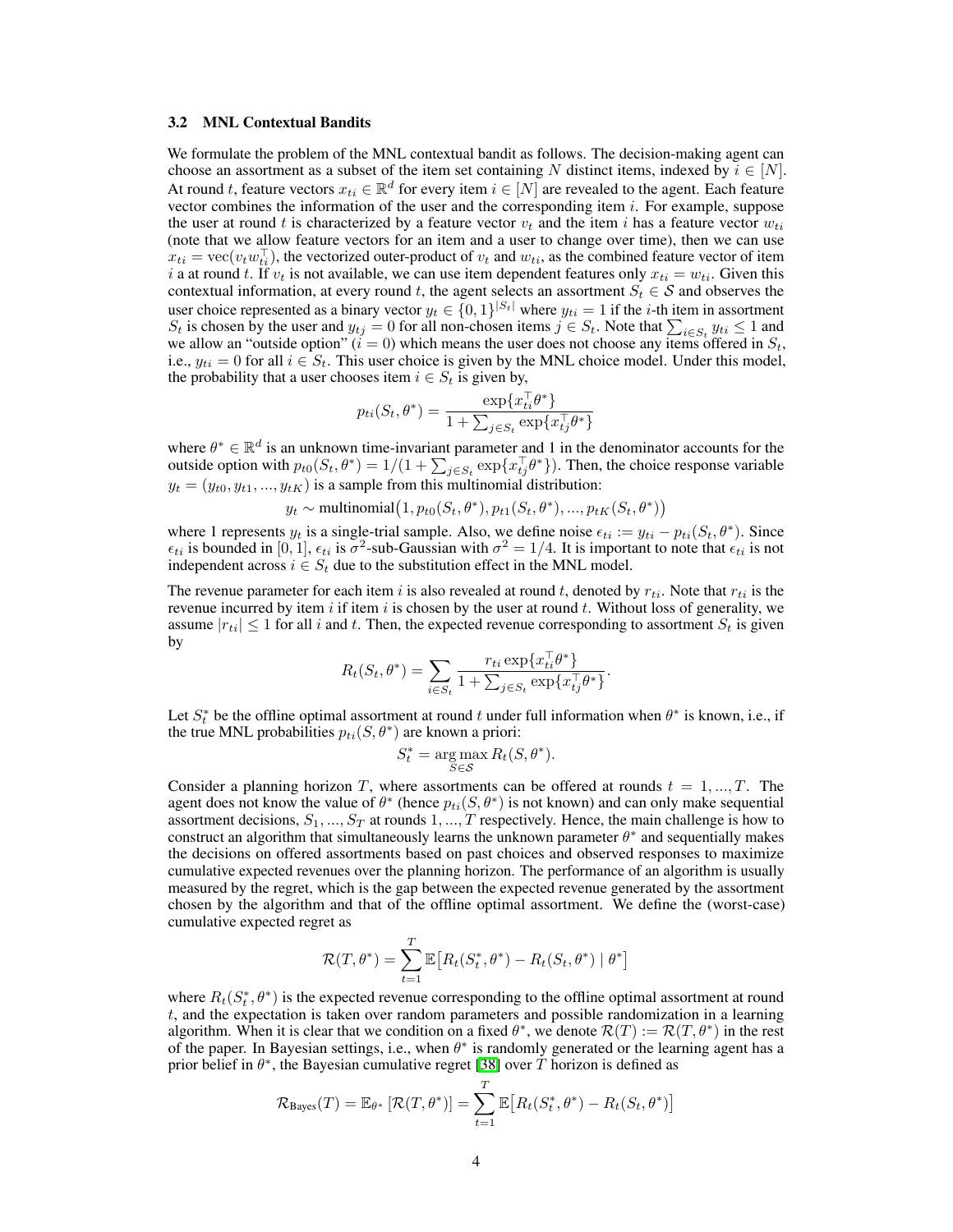### 3.2 MNL Contextual Bandits

We formulate the problem of the MNL contextual bandit as follows. The decision-making agent can choose an assortment as a subset of the item set containing $N$ distinct items, indexed by $i \in [N]$. At round $t$, feature vectors $x_{ti} \in \mathbb{R}^d$ for every item $i \in [N]$ are revealed to the agent. Each feature vector combines the information of the user and the corresponding item $i$. For example, suppose the user at round $t$ is characterized by a feature vector $v_t$ and the item $i$ has a feature vector $w_{ti}$ (note that we allow feature vectors for an item and a user to change over time), then we can use $x_{ti} = \text{vec}(v_t w_{ti}^\top)$, the vectorized outer-product of $v_t$ and $w_{ti}$, as the combined feature vector of item $i$ a at round $t$. If $v_t$ is not available, we can use item dependent features only $x_{ti} = w_{ti}$. Given this contextual information, at every round $t$, the agent selects an assortment $S_t \in \mathcal{S}$ and observes the user choice represented as a binary vector $y_t \in \{0, 1\}^{|S_t|}$ where $y_{ti} = 1$ if the $i$-th item in assortment $S_t$ is chosen by the user and $y_{tj} = 0$ for all non-chosen items $j \in S_t$. Note that $\sum_{i \in S_t} y_{ti} \leq 1$ and we allow an "outside option" ($i = 0$) which means the user does not choose any items offered in $S_t$, i.e., $y_{ti} = 0$ for all $i \in S_t$. This user choice is given by the MNL choice model. Under this model, the probability that a user chooses item $i \in S_t$ is given by,

$$p_{ti}(S_t, \theta^*) = \frac{\exp\{x_{ti}^\top \theta^*\}}{1 + \sum_{j \in S_t} \exp\{x_{tj}^\top \theta^*\}}$$

where $\theta^* \in \mathbb{R}^d$ is an unknown time-invariant parameter and 1 in the denominator accounts for the outside option with $p_{t0}(S_t, \theta^*) = 1/(1 + \sum_{j \in S_t} \exp\{x_{tj}^\top \theta^*\})$. Then, the choice response variable $y_t = (y_{t0}, y_{t1}, ..., y_{tK})$ is a sample from this multinomial distribution:

$$y_t \sim \text{multinomial}\big(1, p_{t0}(S_t, \theta^*), p_{t1}(S_t, \theta^*), ..., p_{tK}(S_t, \theta^*)\big)$$

where 1 represents $y_t$ is a single-trial sample. Also, we define noise $\epsilon_{ti} := y_{ti} - p_{ti}(S_t, \theta^*)$. Since $\epsilon_{ti}$ is bounded in $[0, 1]$, $\epsilon_{ti}$ is $\sigma^2$-sub-Gaussian with $\sigma^2 = 1/4$. It is important to note that $\epsilon_{ti}$ is not independent across $i \in S_t$ due to the substitution effect in the MNL model.

The revenue parameter for each item $i$ is also revealed at round $t$, denoted by $r_{ti}$. Note that $r_{ti}$ is the revenue incurred by item $i$ if item $i$ is chosen by the user at round $t$. Without loss of generality, we assume $|r_{ti}| \leq 1$ for all $i$ and $t$. Then, the expected revenue corresponding to assortment $S_t$ is given by

$$R_t(S_t, \theta^*) = \sum_{i \in S_t} \frac{r_{ti} \exp\{x_{ti}^\top \theta^*\}}{1 + \sum_{j \in S_t} \exp\{x_{tj}^\top \theta^*\}}.$$

Let $S_t^*$ be the offline optimal assortment at round $t$ under full information when $\theta^*$ is known, i.e., if the true MNL probabilities $p_{ti}(S, \theta^*)$ are known a priori:

$$S_t^* = \arg\max_{S \in \mathcal{S}} R_t(S, \theta^*).$$

Consider a planning horizon $T$, where assortments can be offered at rounds $t = 1, ..., T$. The agent does not know the value of $\theta^*$ (hence $p_{ti}(S, \theta^*)$ is not known) and can only make sequential assortment decisions, $S_1, ..., S_T$ at rounds $1, ..., T$ respectively. Hence, the main challenge is how to construct an algorithm that simultaneously learns the unknown parameter $\theta^*$ and sequentially makes the decisions on offered assortments based on past choices and observed responses to maximize cumulative expected revenues over the planning horizon. The performance of an algorithm is usually measured by the regret, which is the gap between the expected revenue generated by the assortment chosen by the algorithm and that of the offline optimal assortment. We define the (worst-case) cumulative expected regret as

$$\mathcal{R}(T, \theta^*) = \sum_{t=1}^{T} \mathbb{E}\big[R_t(S_t^*, \theta^*) - R_t(S_t, \theta^*) \mid \theta^*\big]$$

where $R_t(S_t^*, \theta^*)$ is the expected revenue corresponding to the offline optimal assortment at round $t$, and the expectation is taken over random parameters and possible randomization in a learning algorithm. When it is clear that we condition on a fixed $\theta^*$, we denote $\mathcal{R}(T) := \mathcal{R}(T, \theta^*)$ in the rest of the paper. In Bayesian settings, i.e., when $\theta^*$ is randomly generated or the learning agent has a prior belief in $\theta^*$, the Bayesian cumulative regret [38] over $T$ horizon is defined as

$$\mathcal{R}_{\text{Bayes}}(T) = \mathbb{E}_{\theta^*}\left[\mathcal{R}(T, \theta^*)\right] = \sum_{t=1}^{T} \mathbb{E}\big[R_t(S_t^*, \theta^*) - R_t(S_t, \theta^*)\big]$$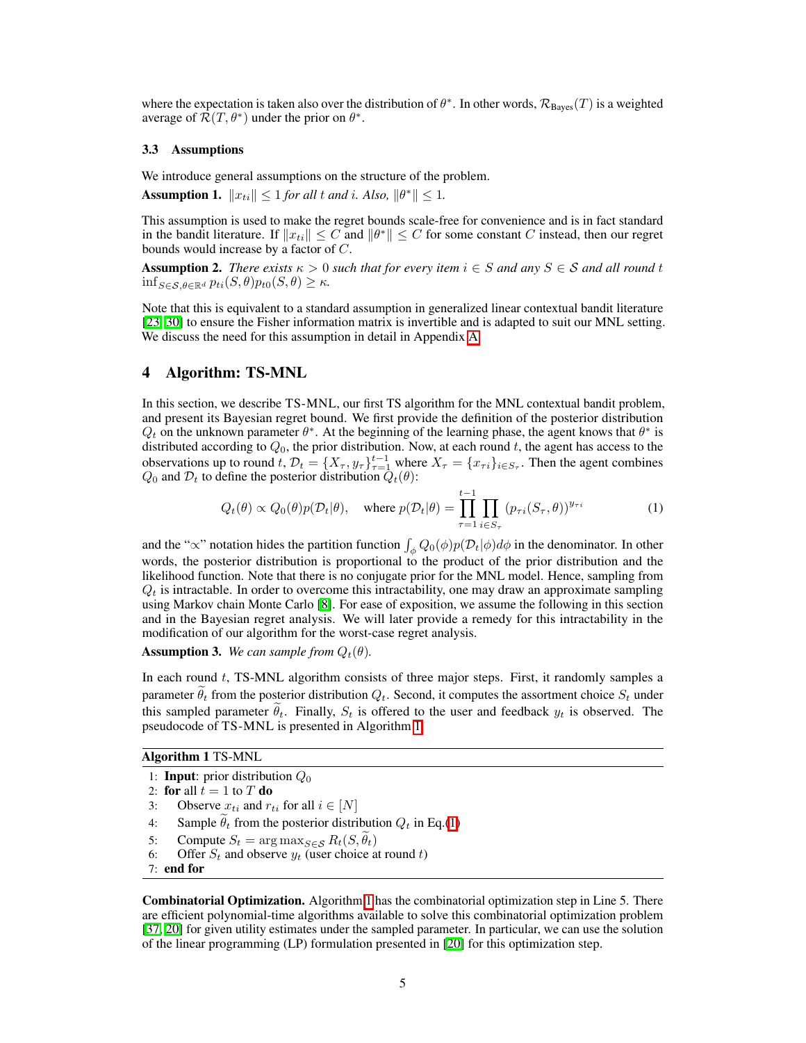where the expectation is taken also over the distribution of $\theta^*$. In other words, $\mathcal{R}_{\text{Bayes}}(T)$ is a weighted average of $\mathcal{R}(T, \theta^*)$ under the prior on $\theta^*$.

### 3.3 Assumptions

We introduce general assumptions on the structure of the problem.

**Assumption 1.** *$\|x_{ti}\| \leq 1$ for all $t$ and $i$. Also, $\|\theta^*\| \leq 1$.*

This assumption is used to make the regret bounds scale-free for convenience and is in fact standard in the bandit literature. If $\|x_{ti}\| \leq C$ and $\|\theta^*\| \leq C$ for some constant $C$ instead, then our regret bounds would increase by a factor of $C$.

**Assumption 2.** *There exists $\kappa > 0$ such that for every item $i \in S$ and any $S \in \mathcal{S}$ and all round $t$ $\inf_{S \in \mathcal{S}, \theta \in \mathbb{R}^d} p_{ti}(S, \theta) p_{t0}(S, \theta) \geq \kappa$.*

Note that this is equivalent to a standard assumption in generalized linear contextual bandit literature [23, 30] to ensure the Fisher information matrix is invertible and is adapted to suit our MNL setting. We discuss the need for this assumption in detail in Appendix A.

## 4 Algorithm: TS-MNL

In this section, we describe TS-MNL, our first TS algorithm for the MNL contextual bandit problem, and present its Bayesian regret bound. We first provide the definition of the posterior distribution $Q_t$ on the unknown parameter $\theta^*$. At the beginning of the learning phase, the agent knows that $\theta^*$ is distributed according to $Q_0$, the prior distribution. Now, at each round $t$, the agent has access to the observations up to round $t$, $\mathcal{D}_t = \{X_\tau, y_\tau\}_{\tau=1}^{t-1}$ where $X_\tau = \{x_{\tau i}\}_{i \in S_\tau}$. Then the agent combines $Q_0$ and $\mathcal{D}_t$ to define the posterior distribution $Q_t(\theta)$:

$$Q_t(\theta) \propto Q_0(\theta) p(\mathcal{D}_t | \theta), \quad \text{where } p(\mathcal{D}_t | \theta) = \prod_{\tau=1}^{t-1} \prod_{i \in S_\tau} \left(p_{\tau i}(S_\tau, \theta)\right)^{y_{\tau i}} \tag{1}$$

and the "$\propto$" notation hides the partition function $\int_\phi Q_0(\phi) p(\mathcal{D}_t | \phi) d\phi$ in the denominator. In other words, the posterior distribution is proportional to the product of the prior distribution and the likelihood function. Note that there is no conjugate prior for the MNL model. Hence, sampling from $Q_t$ is intractable. In order to overcome this intractability, one may draw an approximate sampling using Markov chain Monte Carlo [8]. For ease of exposition, we assume the following in this section and in the Bayesian regret analysis. We will later provide a remedy for this intractability in the modification of our algorithm for the worst-case regret analysis.

**Assumption 3.** *We can sample from $Q_t(\theta)$.*

In each round $t$, TS-MNL algorithm consists of three major steps. First, it randomly samples a parameter $\widetilde{\theta}_t$ from the posterior distribution $Q_t$. Second, it computes the assortment choice $S_t$ under this sampled parameter $\widetilde{\theta}_t$. Finally, $S_t$ is offered to the user and feedback $y_t$ is observed. The pseudocode of TS-MNL is presented in Algorithm 1.

**Algorithm 1** TS-MNL

```
1: Input: prior distribution Q_0
2: for all t = 1 to T do
3:     Observe x_ti and r_ti for all i ∈ [N]
4:     Sample θ̃_t from the posterior distribution Q_t in Eq.(1)
5:     Compute S_t = argmax_{S∈𝒮} R_t(S, θ̃_t)
6:     Offer S_t and observe y_t (user choice at round t)
7: end for
```

**Combinatorial Optimization.** Algorithm 1 has the combinatorial optimization step in Line 5. There are efficient polynomial-time algorithms available to solve this combinatorial optimization problem [37, 20] for given utility estimates under the sampled parameter. In particular, we can use the solution of the linear programming (LP) formulation presented in [20] for this optimization step.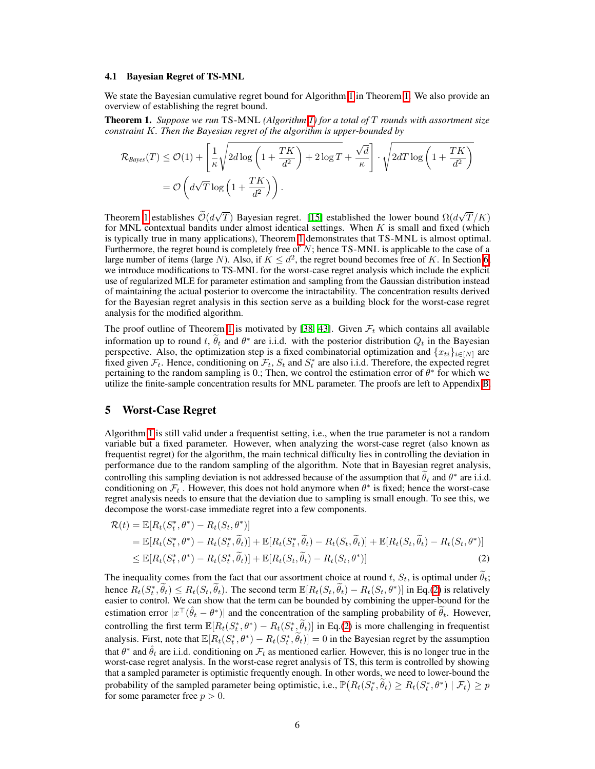### 4.1 Bayesian Regret of TS-MNL

We state the Bayesian cumulative regret bound for Algorithm 1 in Theorem 1. We also provide an overview of establishing the regret bound.

**Theorem 1.** *Suppose we run* TS-MNL *(Algorithm 1) for a total of $T$ rounds with assortment size constraint $K$. Then the Bayesian regret of the algorithm is upper-bounded by*

$$
\begin{aligned}
\mathcal{R}_{Bayes}(T) &\leq \mathcal{O}(1) + \left[\frac{1}{\kappa}\sqrt{2d\log\left(1+\frac{TK}{d^2}\right)+2\log T} + \frac{\sqrt{d}}{\kappa}\right]\cdot\sqrt{2dT\log\left(1+\frac{TK}{d^2}\right)} \\
&= \mathcal{O}\left(d\sqrt{T}\log\left(1+\frac{TK}{d^2}\right)\right).
\end{aligned}
$$

Theorem 1 establishes $\widetilde{\mathcal{O}}(d\sqrt{T})$ Bayesian regret. [15] established the lower bound $\Omega(d\sqrt{T}/K)$ for MNL contextual bandits under almost identical settings. When $K$ is small and fixed (which is typically true in many applications), Theorem 1 demonstrates that TS-MNL is almost optimal. Furthermore, the regret bound is completely free of $N$; hence TS-MNL is applicable to the case of a large number of items (large $N$). Also, if $K \leq d^2$, the regret bound becomes free of $K$. In Section 6, we introduce modifications to TS-MNL for the worst-case regret analysis which include the explicit use of regularized MLE for parameter estimation and sampling from the Gaussian distribution instead of maintaining the actual posterior to overcome the intractability. The concentration results derived for the Bayesian regret analysis in this section serve as a building block for the worst-case regret analysis for the modified algorithm.

The proof outline of Theorem 1 is motivated by [38, 43]. Given $\mathcal{F}_t$ which contains all available information up to round $t$, $\widetilde{\theta}_t$ and $\theta^*$ are i.i.d. with the posterior distribution $Q_t$ in the Bayesian perspective. Also, the optimization step is a fixed combinatorial optimization and $\{x_{ti}\}_{i\in[N]}$ are fixed given $\mathcal{F}_t$. Hence, conditioning on $\mathcal{F}_t$, $S_t$ and $S_t^*$ are also i.i.d. Therefore, the expected regret pertaining to the random sampling is 0.; Then, we control the estimation error of $\theta^*$ for which we utilize the finite-sample concentration results for MNL parameter. The proofs are left to Appendix B.

## 5 Worst-Case Regret

Algorithm 1 is still valid under a frequentist setting, i.e., when the true parameter is not a random variable but a fixed parameter. However, when analyzing the worst-case regret (also known as frequentist regret) for the algorithm, the main technical difficulty lies in controlling the deviation in performance due to the random sampling of the algorithm. Note that in Bayesian regret analysis, controlling this sampling deviation is not addressed because of the assumption that $\widetilde{\theta}_t$ and $\theta^*$ are i.i.d. conditioning on $\mathcal{F}_t$ . However, this does not hold anymore when $\theta^*$ is fixed; hence the worst-case regret analysis needs to ensure that the deviation due to sampling is small enough. To see this, we decompose the worst-case immediate regret into a few components.

$$
\begin{aligned}
\mathcal{R}(t) &= \mathbb{E}[R_t(S_t^*,\theta^*) - R_t(S_t,\theta^*)] \\
&= \mathbb{E}[R_t(S_t^*,\theta^*) - R_t(S_t^*,\widetilde{\theta}_t)] + \mathbb{E}[R_t(S_t^*,\widetilde{\theta}_t) - R_t(S_t,\widetilde{\theta}_t)] + \mathbb{E}[R_t(S_t,\widetilde{\theta}_t) - R_t(S_t,\theta^*)] \\
&\leq \mathbb{E}[R_t(S_t^*,\theta^*) - R_t(S_t^*,\widetilde{\theta}_t)] + \mathbb{E}[R_t(S_t,\widetilde{\theta}_t) - R_t(S_t,\theta^*)] \qquad (2)
\end{aligned}
$$

The inequality comes from the fact that our assortment choice at round $t$, $S_t$, is optimal under $\widetilde{\theta}_t$; hence $R_t(S_t^*,\widetilde{\theta}_t) \leq R_t(S_t,\widetilde{\theta}_t)$. The second term $\mathbb{E}[R_t(S_t,\widetilde{\theta}_t) - R_t(S_t,\theta^*)]$ in Eq.(2) is relatively easier to control. We can show that the term can be bounded by combining the upper-bound for the estimation error $|x^\top(\hat{\theta}_t - \theta^*)|$ and the concentration of the sampling probability of $\widetilde{\theta}_t$. However, controlling the first term $\mathbb{E}[R_t(S_t^*,\theta^*) - R_t(S_t^*,\widetilde{\theta}_t)]$ in Eq.(2) is more challenging in frequentist analysis. First, note that $\mathbb{E}[R_t(S_t^*,\theta^*) - R_t(S_t^*,\widetilde{\theta}_t)] = 0$ in the Bayesian regret by the assumption that $\theta^*$ and $\hat{\theta}_t$ are i.i.d. conditioning on $\mathcal{F}_t$ as mentioned earlier. However, this is no longer true in the worst-case regret analysis. In the worst-case regret analysis of TS, this term is controlled by showing that a sampled parameter is optimistic frequently enough. In other words, we need to lower-bound the probability of the sampled parameter being optimistic, i.e., $\mathbb{P}\big(R_t(S_t^*,\widetilde{\theta}_t) \geq R_t(S_t^*,\theta^*) \mid \mathcal{F}_t\big) \geq p$ for some parameter free $p > 0$.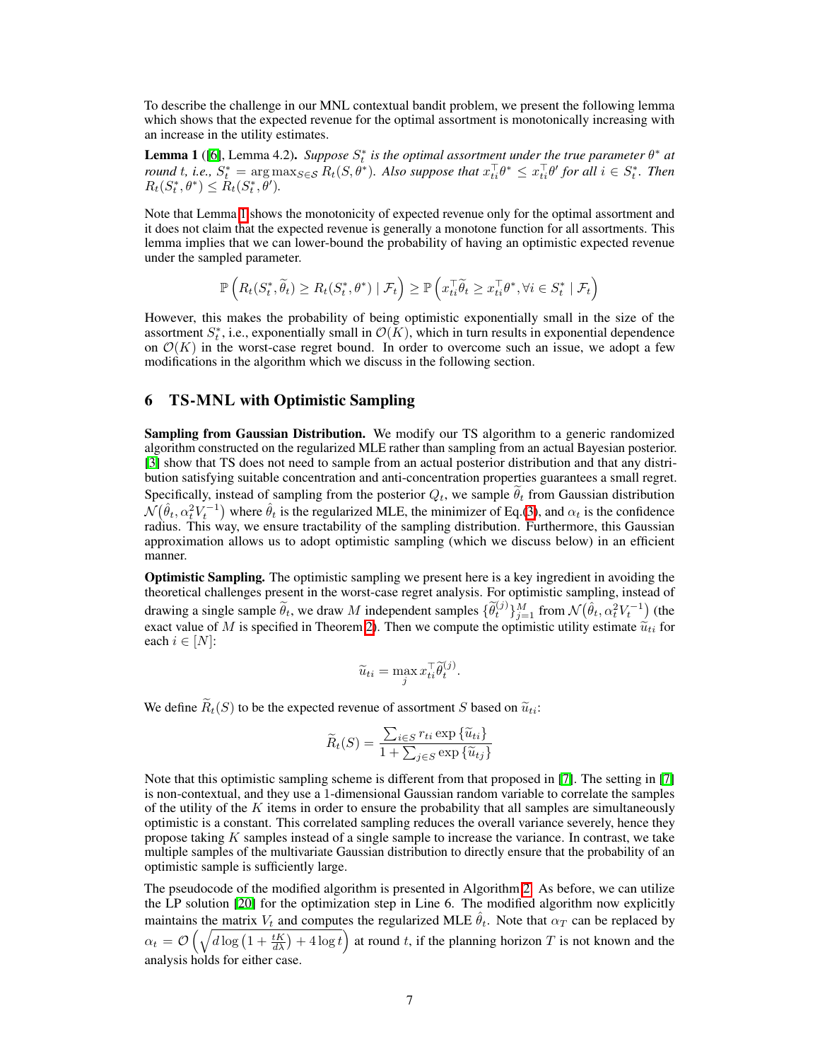To describe the challenge in our MNL contextual bandit problem, we present the following lemma which shows that the expected revenue for the optimal assortment is monotonically increasing with an increase in the utility estimates.

**Lemma 1** ([6], Lemma 4.2)**.** *Suppose $S_t^*$ is the optimal assortment under the true parameter $\theta^*$ at round $t$, i.e., $S_t^* = \arg\max_{S \in \mathcal{S}} R_t(S, \theta^*)$. Also suppose that $x_{ti}^\top \theta^* \leq x_{ti}^\top \theta'$ for all $i \in S_t^*$. Then $R_t(S_t^*, \theta^*) \leq R_t(S_t^*, \theta')$.*

Note that Lemma 1 shows the monotonicity of expected revenue only for the optimal assortment and it does not claim that the expected revenue is generally a monotone function for all assortments. This lemma implies that we can lower-bound the probability of having an optimistic expected revenue under the sampled parameter.

$$\mathbb{P}\left(R_t(S_t^*, \widetilde{\theta}_t) \geq R_t(S_t^*, \theta^*) \mid \mathcal{F}_t\right) \geq \mathbb{P}\left(x_{ti}^\top \widetilde{\theta}_t \geq x_{ti}^\top \theta^*, \forall i \in S_t^* \mid \mathcal{F}_t\right)$$

However, this makes the probability of being optimistic exponentially small in the size of the assortment $S_t^*$, i.e., exponentially small in $\mathcal{O}(K)$, which in turn results in exponential dependence on $\mathcal{O}(K)$ in the worst-case regret bound. In order to overcome such an issue, we adopt a few modifications in the algorithm which we discuss in the following section.

## 6 TS-MNL with Optimistic Sampling

**Sampling from Gaussian Distribution.** We modify our TS algorithm to a generic randomized algorithm constructed on the regularized MLE rather than sampling from an actual Bayesian posterior. [3] show that TS does not need to sample from an actual posterior distribution and that any distribution satisfying suitable concentration and anti-concentration properties guarantees a small regret. Specifically, instead of sampling from the posterior $Q_t$, we sample $\widetilde{\theta}_t$ from Gaussian distribution $\mathcal{N}(\hat{\theta}_t, \alpha_t^2 V_t^{-1})$ where $\hat{\theta}_t$ is the regularized MLE, the minimizer of Eq.(3), and $\alpha_t$ is the confidence radius. This way, we ensure tractability of the sampling distribution. Furthermore, this Gaussian approximation allows us to adopt optimistic sampling (which we discuss below) in an efficient manner.

**Optimistic Sampling.** The optimistic sampling we present here is a key ingredient in avoiding the theoretical challenges present in the worst-case regret analysis. For optimistic sampling, instead of drawing a single sample $\widetilde{\theta}_t$, we draw $M$ independent samples $\{\widetilde{\theta}_t^{(j)}\}_{j=1}^M$ from $\mathcal{N}(\hat{\theta}_t, \alpha_t^2 V_t^{-1})$ (the exact value of $M$ is specified in Theorem 2). Then we compute the optimistic utility estimate $\widetilde{u}_{ti}$ for each $i \in [N]$:

$$\widetilde{u}_{ti} = \max_j x_{ti}^\top \widetilde{\theta}_t^{(j)}.$$

We define $\widetilde{R}_t(S)$ to be the expected revenue of assortment $S$ based on $\widetilde{u}_{ti}$:

$$\widetilde{R}_t(S) = \frac{\sum_{i \in S} r_{ti} \exp\{\widetilde{u}_{ti}\}}{1 + \sum_{j \in S} \exp\{\widetilde{u}_{tj}\}}$$

Note that this optimistic sampling scheme is different from that proposed in [7]. The setting in [7] is non-contextual, and they use a 1-dimensional Gaussian random variable to correlate the samples of the utility of the $K$ items in order to ensure the probability that all samples are simultaneously optimistic is a constant. This correlated sampling reduces the overall variance severely, hence they propose taking $K$ samples instead of a single sample to increase the variance. In contrast, we take multiple samples of the multivariate Gaussian distribution to directly ensure that the probability of an optimistic sample is sufficiently large.

The pseudocode of the modified algorithm is presented in Algorithm 2. As before, we can utilize the LP solution [20] for the optimization step in Line 6. The modified algorithm now explicitly maintains the matrix $V_t$ and computes the regularized MLE $\hat{\theta}_t$. Note that $\alpha_T$ can be replaced by $\alpha_t = \mathcal{O}\left(\sqrt{d \log\left(1 + \frac{tK}{d\lambda}\right) + 4 \log t}\right)$ at round $t$, if the planning horizon $T$ is not known and the analysis holds for either case.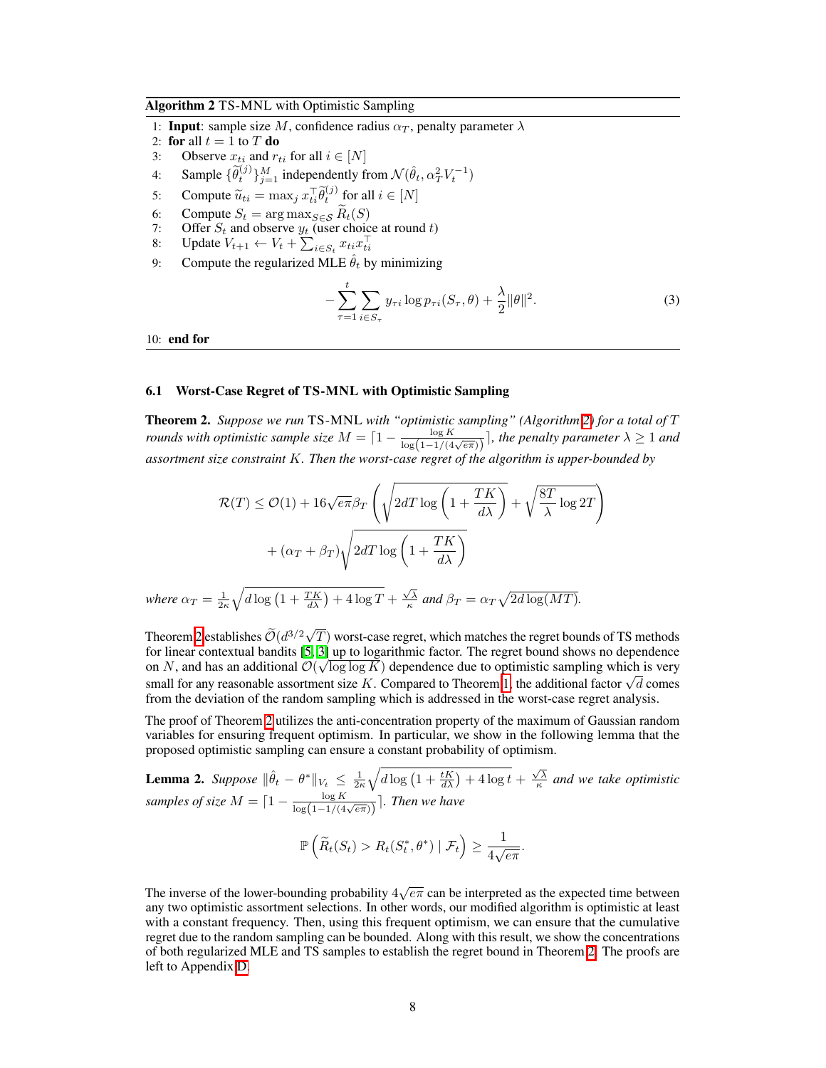**Algorithm 2** TS-MNL with Optimistic Sampling

1: **Input**: sample size $M$, confidence radius $\alpha_T$, penalty parameter $\lambda$
2: **for** all $t = 1$ to $T$ **do**
3: Observe $x_{ti}$ and $r_{ti}$ for all $i \in [N]$
4: Sample $\{\widetilde{\theta}_t^{(j)}\}_{j=1}^M$ independently from $\mathcal{N}(\hat{\theta}_t, \alpha_T^2 V_t^{-1})$
5: Compute $\widetilde{u}_{ti} = \max_j x_{ti}^\top \widetilde{\theta}_t^{(j)}$ for all $i \in [N]$
6: Compute $S_t = \arg\max_{S \in \mathcal{S}} \widetilde{R}_t(S)$
7: Offer $S_t$ and observe $y_t$ (user choice at round $t$)
8: Update $V_{t+1} \leftarrow V_t + \sum_{i \in S_t} x_{ti} x_{ti}^\top$
9: Compute the regularized MLE $\hat{\theta}_t$ by minimizing

$$-\sum_{\tau=1}^{t} \sum_{i \in S_\tau} y_{\tau i} \log p_{\tau i}(S_\tau, \theta) + \frac{\lambda}{2} \|\theta\|^2. \tag{3}$$

10: **end for**

### 6.1 Worst-Case Regret of TS-MNL with Optimistic Sampling

**Theorem 2.** *Suppose we run* TS-MNL *with "optimistic sampling" (Algorithm 2) for a total of $T$ rounds with optimistic sample size $M = \lceil 1 - \frac{\log K}{\log(1 - 1/(4\sqrt{e\pi}))} \rceil$, the penalty parameter $\lambda \geq 1$ and assortment size constraint $K$. Then the worst-case regret of the algorithm is upper-bounded by*

$$\mathcal{R}(T) \leq \mathcal{O}(1) + 16\sqrt{e\pi}\beta_T \left( \sqrt{2dT \log\left(1 + \frac{TK}{d\lambda}\right)} + \sqrt{\frac{8T}{\lambda} \log 2T} \right) + (\alpha_T + \beta_T)\sqrt{2dT \log\left(1 + \frac{TK}{d\lambda}\right)}$$

*where $\alpha_T = \frac{1}{2\kappa}\sqrt{d \log\left(1 + \frac{TK}{d\lambda}\right) + 4 \log T} + \frac{\sqrt{\lambda}}{\kappa}$ and $\beta_T = \alpha_T \sqrt{2d \log(MT)}$.*

Theorem 2 establishes $\widetilde{\mathcal{O}}(d^{3/2}\sqrt{T})$ worst-case regret, which matches the regret bounds of TS methods for linear contextual bandits [5, 3] up to logarithmic factor. The regret bound shows no dependence on $N$, and has an additional $\mathcal{O}(\sqrt{\log \log K})$ dependence due to optimistic sampling which is very small for any reasonable assortment size $K$. Compared to Theorem 1, the additional factor $\sqrt{d}$ comes from the deviation of the random sampling which is addressed in the worst-case regret analysis.

The proof of Theorem 2 utilizes the anti-concentration property of the maximum of Gaussian random variables for ensuring frequent optimism. In particular, we show in the following lemma that the proposed optimistic sampling can ensure a constant probability of optimism.

**Lemma 2.** *Suppose $\|\hat{\theta}_t - \theta^*\|_{V_t} \leq \frac{1}{2\kappa}\sqrt{d \log\left(1 + \frac{tK}{d\lambda}\right) + 4 \log t} + \frac{\sqrt{\lambda}}{\kappa}$ and we take optimistic samples of size $M = \lceil 1 - \frac{\log K}{\log(1 - 1/(4\sqrt{e\pi}))} \rceil$. Then we have*

$$\mathbb{P}\left(\widetilde{R}_t(S_t) > R_t(S_t^*, \theta^*) \mid \mathcal{F}_t\right) \geq \frac{1}{4\sqrt{e\pi}}.$$

The inverse of the lower-bounding probability $4\sqrt{e\pi}$ can be interpreted as the expected time between any two optimistic assortment selections. In other words, our modified algorithm is optimistic at least with a constant frequency. Then, using this frequent optimism, we can ensure that the cumulative regret due to the random sampling can be bounded. Along with this result, we show the concentrations of both regularized MLE and TS samples to establish the regret bound in Theorem 2. The proofs are left to Appendix D.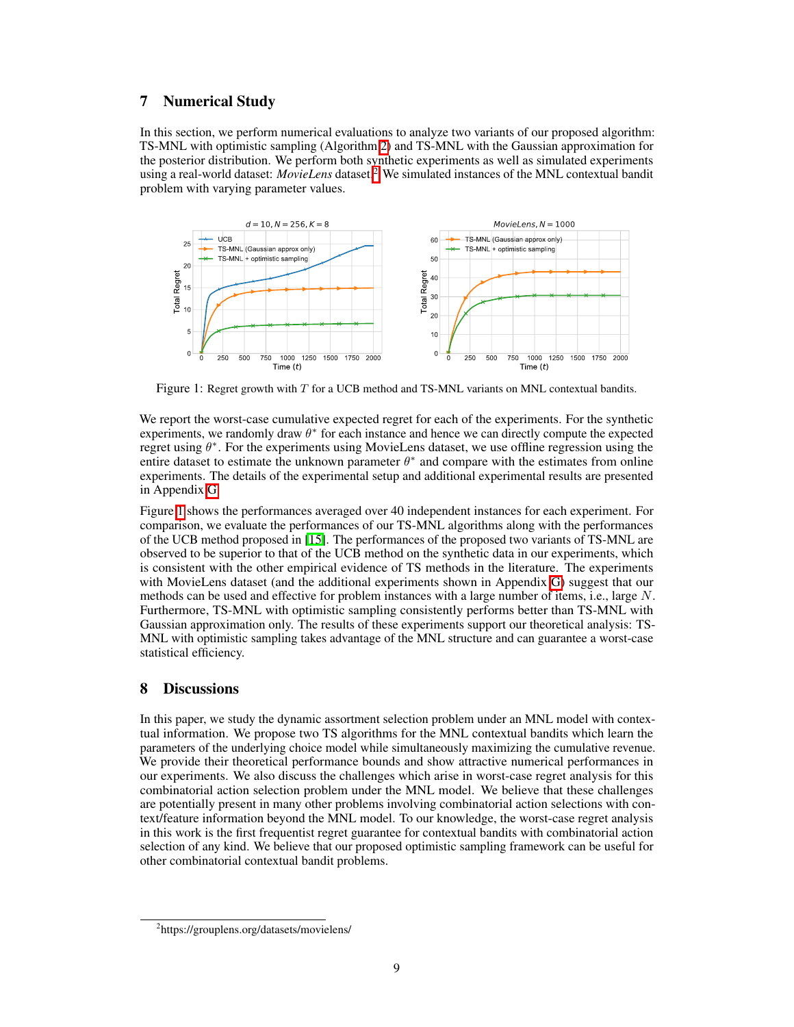# 7 Numerical Study

In this section, we perform numerical evaluations to analyze two variants of our proposed algorithm: TS-MNL with optimistic sampling (Algorithm 2) and TS-MNL with the Gaussian approximation for the posterior distribution. We perform both synthetic experiments as well as simulated experiments using a real-world dataset: *MovieLens* dataset.[2] We simulated instances of the MNL contextual bandit problem with varying parameter values.

Figure 1: Regret growth with $T$ for a UCB method and TS-MNL variants on MNL contextual bandits.

We report the worst-case cumulative expected regret for each of the experiments. For the synthetic experiments, we randomly draw $\theta^*$ for each instance and hence we can directly compute the expected regret using $\theta^*$. For the experiments using MovieLens dataset, we use offline regression using the entire dataset to estimate the unknown parameter $\theta^*$ and compare with the estimates from online experiments. The details of the experimental setup and additional experimental results are presented in Appendix G.

Figure 1 shows the performances averaged over 40 independent instances for each experiment. For comparison, we evaluate the performances of our TS-MNL algorithms along with the performances of the UCB method proposed in [15]. The performances of the proposed two variants of TS-MNL are observed to be superior to that of the UCB method on the synthetic data in our experiments, which is consistent with the other empirical evidence of TS methods in the literature. The experiments with MovieLens dataset (and the additional experiments shown in Appendix G) suggest that our methods can be used and effective for problem instances with a large number of items, i.e., large $N$. Furthermore, TS-MNL with optimistic sampling consistently performs better than TS-MNL with Gaussian approximation only. The results of these experiments support our theoretical analysis: TS-MNL with optimistic sampling takes advantage of the MNL structure and can guarantee a worst-case statistical efficiency.

# 8 Discussions

In this paper, we study the dynamic assortment selection problem under an MNL model with contextual information. We propose two TS algorithms for the MNL contextual bandits which learn the parameters of the underlying choice model while simultaneously maximizing the cumulative revenue. We provide their theoretical performance bounds and show attractive numerical performances in our experiments. We also discuss the challenges which arise in worst-case regret analysis for this combinatorial action selection problem under the MNL model. We believe that these challenges are potentially present in many other problems involving combinatorial action selections with context/feature information beyond the MNL model. To our knowledge, the worst-case regret analysis in this work is the first frequentist regret guarantee for contextual bandits with combinatorial action selection of any kind. We believe that our proposed optimistic sampling framework can be useful for other combinatorial contextual bandit problems.

[2] https://grouplens.org/datasets/movielens/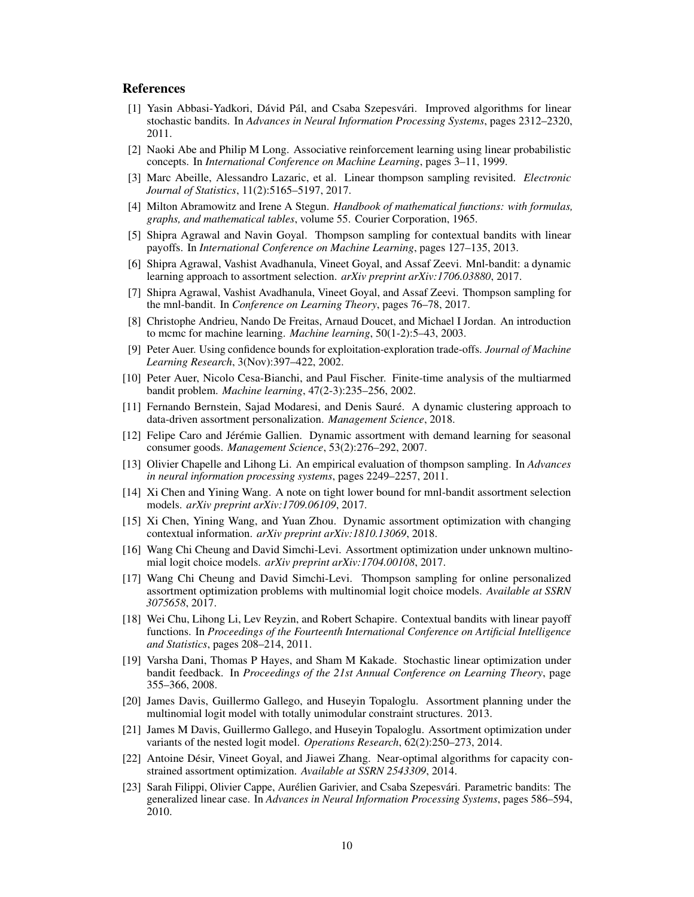## References

[1] Yasin Abbasi-Yadkori, Dávid Pál, and Csaba Szepesvári. Improved algorithms for linear stochastic bandits. In *Advances in Neural Information Processing Systems*, pages 2312–2320, 2011.

[2] Naoki Abe and Philip M Long. Associative reinforcement learning using linear probabilistic concepts. In *International Conference on Machine Learning*, pages 3–11, 1999.

[3] Marc Abeille, Alessandro Lazaric, et al. Linear thompson sampling revisited. *Electronic Journal of Statistics*, 11(2):5165–5197, 2017.

[4] Milton Abramowitz and Irene A Stegun. *Handbook of mathematical functions: with formulas, graphs, and mathematical tables*, volume 55. Courier Corporation, 1965.

[5] Shipra Agrawal and Navin Goyal. Thompson sampling for contextual bandits with linear payoffs. In *International Conference on Machine Learning*, pages 127–135, 2013.

[6] Shipra Agrawal, Vashist Avadhanula, Vineet Goyal, and Assaf Zeevi. Mnl-bandit: a dynamic learning approach to assortment selection. *arXiv preprint arXiv:1706.03880*, 2017.

[7] Shipra Agrawal, Vashist Avadhanula, Vineet Goyal, and Assaf Zeevi. Thompson sampling for the mnl-bandit. In *Conference on Learning Theory*, pages 76–78, 2017.

[8] Christophe Andrieu, Nando De Freitas, Arnaud Doucet, and Michael I Jordan. An introduction to mcmc for machine learning. *Machine learning*, 50(1-2):5–43, 2003.

[9] Peter Auer. Using confidence bounds for exploitation-exploration trade-offs. *Journal of Machine Learning Research*, 3(Nov):397–422, 2002.

[10] Peter Auer, Nicolo Cesa-Bianchi, and Paul Fischer. Finite-time analysis of the multiarmed bandit problem. *Machine learning*, 47(2-3):235–256, 2002.

[11] Fernando Bernstein, Sajad Modaresi, and Denis Sauré. A dynamic clustering approach to data-driven assortment personalization. *Management Science*, 2018.

[12] Felipe Caro and Jérémie Gallien. Dynamic assortment with demand learning for seasonal consumer goods. *Management Science*, 53(2):276–292, 2007.

[13] Olivier Chapelle and Lihong Li. An empirical evaluation of thompson sampling. In *Advances in neural information processing systems*, pages 2249–2257, 2011.

[14] Xi Chen and Yining Wang. A note on tight lower bound for mnl-bandit assortment selection models. *arXiv preprint arXiv:1709.06109*, 2017.

[15] Xi Chen, Yining Wang, and Yuan Zhou. Dynamic assortment optimization with changing contextual information. *arXiv preprint arXiv:1810.13069*, 2018.

[16] Wang Chi Cheung and David Simchi-Levi. Assortment optimization under unknown multinomial logit choice models. *arXiv preprint arXiv:1704.00108*, 2017.

[17] Wang Chi Cheung and David Simchi-Levi. Thompson sampling for online personalized assortment optimization problems with multinomial logit choice models. *Available at SSRN 3075658*, 2017.

[18] Wei Chu, Lihong Li, Lev Reyzin, and Robert Schapire. Contextual bandits with linear payoff functions. In *Proceedings of the Fourteenth International Conference on Artificial Intelligence and Statistics*, pages 208–214, 2011.

[19] Varsha Dani, Thomas P Hayes, and Sham M Kakade. Stochastic linear optimization under bandit feedback. In *Proceedings of the 21st Annual Conference on Learning Theory*, page 355–366, 2008.

[20] James Davis, Guillermo Gallego, and Huseyin Topaloglu. Assortment planning under the multinomial logit model with totally unimodular constraint structures. 2013.

[21] James M Davis, Guillermo Gallego, and Huseyin Topaloglu. Assortment optimization under variants of the nested logit model. *Operations Research*, 62(2):250–273, 2014.

[22] Antoine Désir, Vineet Goyal, and Jiawei Zhang. Near-optimal algorithms for capacity constrained assortment optimization. *Available at SSRN 2543309*, 2014.

[23] Sarah Filippi, Olivier Cappe, Aurélien Garivier, and Csaba Szepesvári. Parametric bandits: The generalized linear case. In *Advances in Neural Information Processing Systems*, pages 586–594, 2010.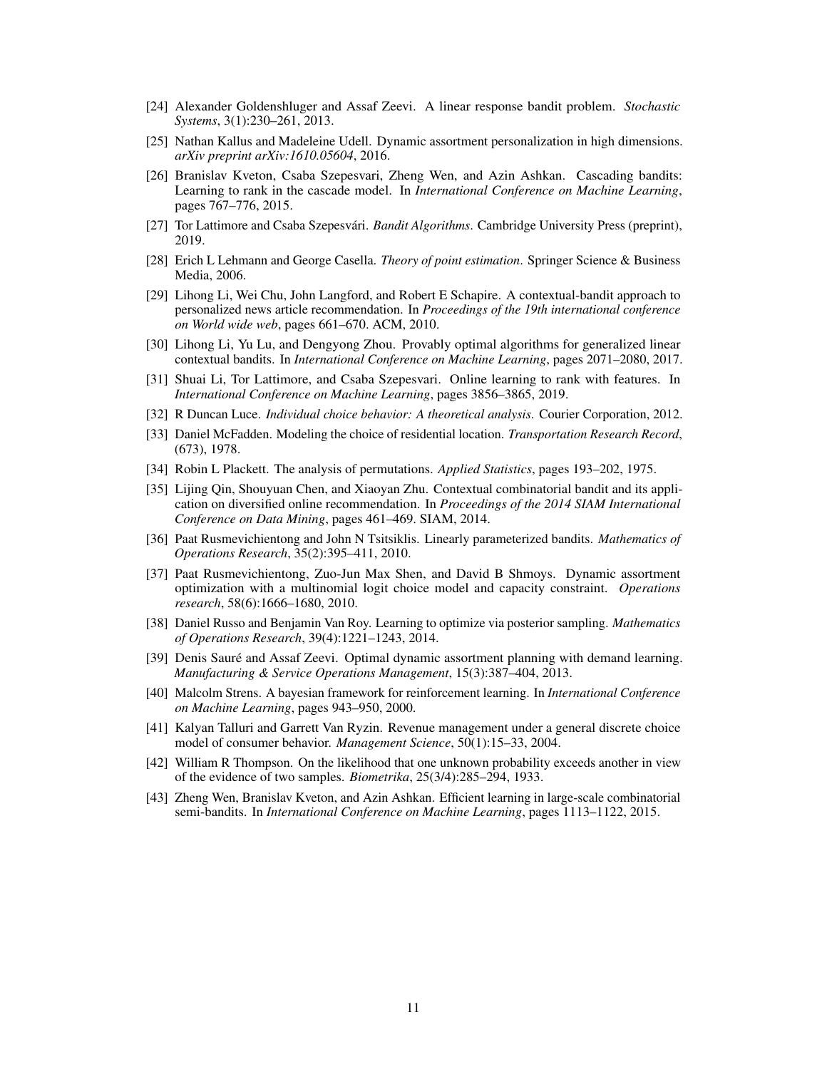[24] Alexander Goldenshluger and Assaf Zeevi. A linear response bandit problem. *Stochastic Systems*, 3(1):230–261, 2013.

[25] Nathan Kallus and Madeleine Udell. Dynamic assortment personalization in high dimensions. *arXiv preprint arXiv:1610.05604*, 2016.

[26] Branislav Kveton, Csaba Szepesvari, Zheng Wen, and Azin Ashkan. Cascading bandits: Learning to rank in the cascade model. In *International Conference on Machine Learning*, pages 767–776, 2015.

[27] Tor Lattimore and Csaba Szepesvári. *Bandit Algorithms*. Cambridge University Press (preprint), 2019.

[28] Erich L Lehmann and George Casella. *Theory of point estimation*. Springer Science & Business Media, 2006.

[29] Lihong Li, Wei Chu, John Langford, and Robert E Schapire. A contextual-bandit approach to personalized news article recommendation. In *Proceedings of the 19th international conference on World wide web*, pages 661–670. ACM, 2010.

[30] Lihong Li, Yu Lu, and Dengyong Zhou. Provably optimal algorithms for generalized linear contextual bandits. In *International Conference on Machine Learning*, pages 2071–2080, 2017.

[31] Shuai Li, Tor Lattimore, and Csaba Szepesvari. Online learning to rank with features. In *International Conference on Machine Learning*, pages 3856–3865, 2019.

[32] R Duncan Luce. *Individual choice behavior: A theoretical analysis*. Courier Corporation, 2012.

[33] Daniel McFadden. Modeling the choice of residential location. *Transportation Research Record*, (673), 1978.

[34] Robin L Plackett. The analysis of permutations. *Applied Statistics*, pages 193–202, 1975.

[35] Lijing Qin, Shouyuan Chen, and Xiaoyan Zhu. Contextual combinatorial bandit and its application on diversified online recommendation. In *Proceedings of the 2014 SIAM International Conference on Data Mining*, pages 461–469. SIAM, 2014.

[36] Paat Rusmevichientong and John N Tsitsiklis. Linearly parameterized bandits. *Mathematics of Operations Research*, 35(2):395–411, 2010.

[37] Paat Rusmevichientong, Zuo-Jun Max Shen, and David B Shmoys. Dynamic assortment optimization with a multinomial logit choice model and capacity constraint. *Operations research*, 58(6):1666–1680, 2010.

[38] Daniel Russo and Benjamin Van Roy. Learning to optimize via posterior sampling. *Mathematics of Operations Research*, 39(4):1221–1243, 2014.

[39] Denis Sauré and Assaf Zeevi. Optimal dynamic assortment planning with demand learning. *Manufacturing & Service Operations Management*, 15(3):387–404, 2013.

[40] Malcolm Strens. A bayesian framework for reinforcement learning. In *International Conference on Machine Learning*, pages 943–950, 2000.

[41] Kalyan Talluri and Garrett Van Ryzin. Revenue management under a general discrete choice model of consumer behavior. *Management Science*, 50(1):15–33, 2004.

[42] William R Thompson. On the likelihood that one unknown probability exceeds another in view of the evidence of two samples. *Biometrika*, 25(3/4):285–294, 1933.

[43] Zheng Wen, Branislav Kveton, and Azin Ashkan. Efficient learning in large-scale combinatorial semi-bandits. In *International Conference on Machine Learning*, pages 1113–1122, 2015.